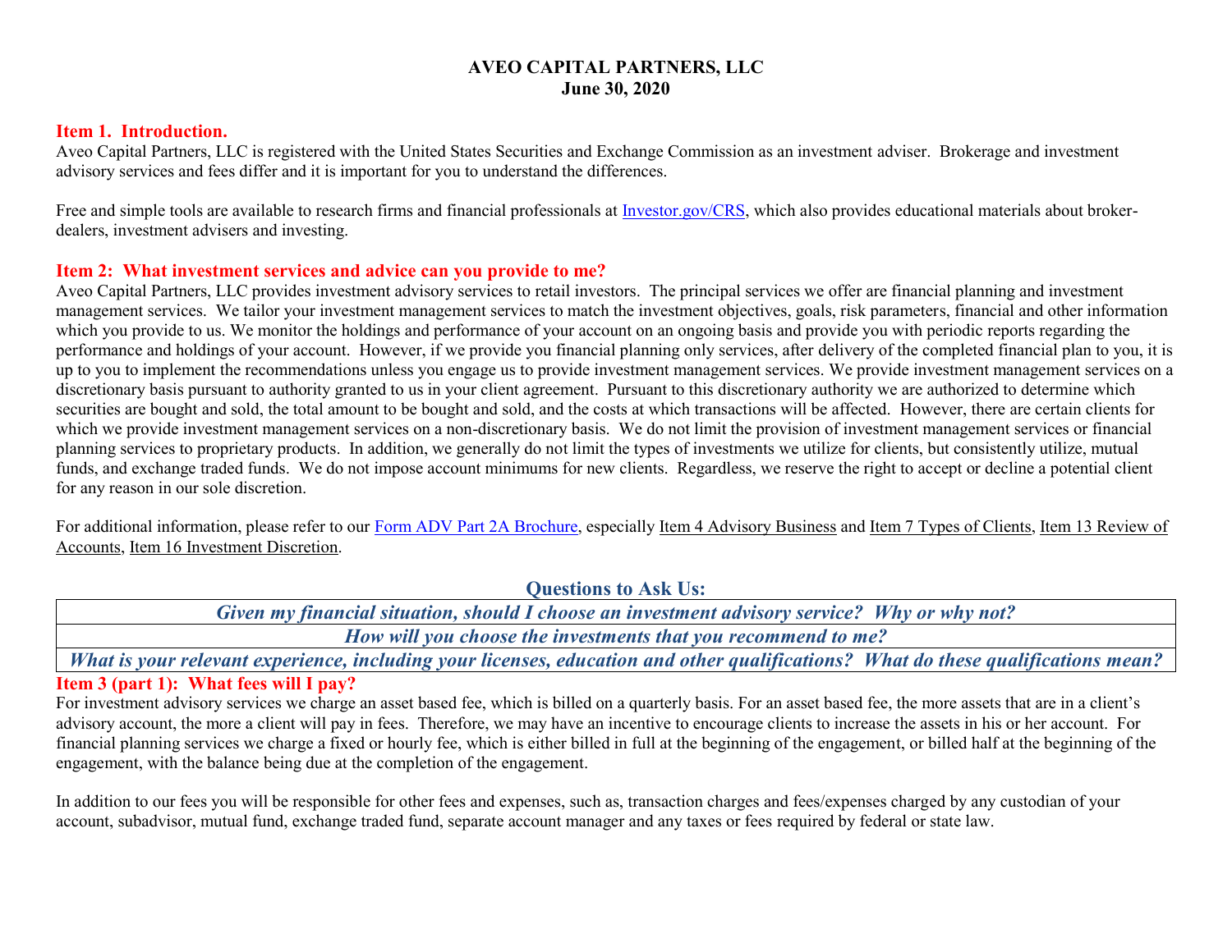**AVEO CAPITAL PARTNERS, LLC**
**June 30, 2020**

## Item 1. Introduction.

Aveo Capital Partners, LLC is registered with the United States Securities and Exchange Commission as an investment adviser. Brokerage and investment advisory services and fees differ and it is important for you to understand the differences.

Free and simple tools are available to research firms and financial professionals at Investor.gov/CRS, which also provides educational materials about broker-dealers, investment advisers and investing.

## Item 2: What investment services and advice can you provide to me?

Aveo Capital Partners, LLC provides investment advisory services to retail investors. The principal services we offer are financial planning and investment management services. We tailor your investment management services to match the investment objectives, goals, risk parameters, financial and other information which you provide to us. We monitor the holdings and performance of your account on an ongoing basis and provide you with periodic reports regarding the performance and holdings of your account. However, if we provide you financial planning only services, after delivery of the completed financial plan to you, it is up to you to implement the recommendations unless you engage us to provide investment management services. We provide investment management services on a discretionary basis pursuant to authority granted to us in your client agreement. Pursuant to this discretionary authority we are authorized to determine which securities are bought and sold, the total amount to be bought and sold, and the costs at which transactions will be affected. However, there are certain clients for which we provide investment management services on a non-discretionary basis. We do not limit the provision of investment management services or financial planning services to proprietary products. In addition, we generally do not limit the types of investments we utilize for clients, but consistently utilize, mutual funds, and exchange traded funds. We do not impose account minimums for new clients. Regardless, we reserve the right to accept or decline a potential client for any reason in our sole discretion.

For additional information, please refer to our Form ADV Part 2A Brochure, especially Item 4 Advisory Business and Item 7 Types of Clients, Item 13 Review of Accounts, Item 16 Investment Discretion.

### Questions to Ask Us:

| |
|---|
| ***Given my financial situation, should I choose an investment advisory service? Why or why not?*** |
| ***How will you choose the investments that you recommend to me?*** |
| ***What is your relevant experience, including your licenses, education and other qualifications? What do these qualifications mean?*** |

## Item 3 (part 1): What fees will I pay?

For investment advisory services we charge an asset based fee, which is billed on a quarterly basis. For an asset based fee, the more assets that are in a client's advisory account, the more a client will pay in fees. Therefore, we may have an incentive to encourage clients to increase the assets in his or her account. For financial planning services we charge a fixed or hourly fee, which is either billed in full at the beginning of the engagement, or billed half at the beginning of the engagement, with the balance being due at the completion of the engagement.

In addition to our fees you will be responsible for other fees and expenses, such as, transaction charges and fees/expenses charged by any custodian of your account, subadvisor, mutual fund, exchange traded fund, separate account manager and any taxes or fees required by federal or state law.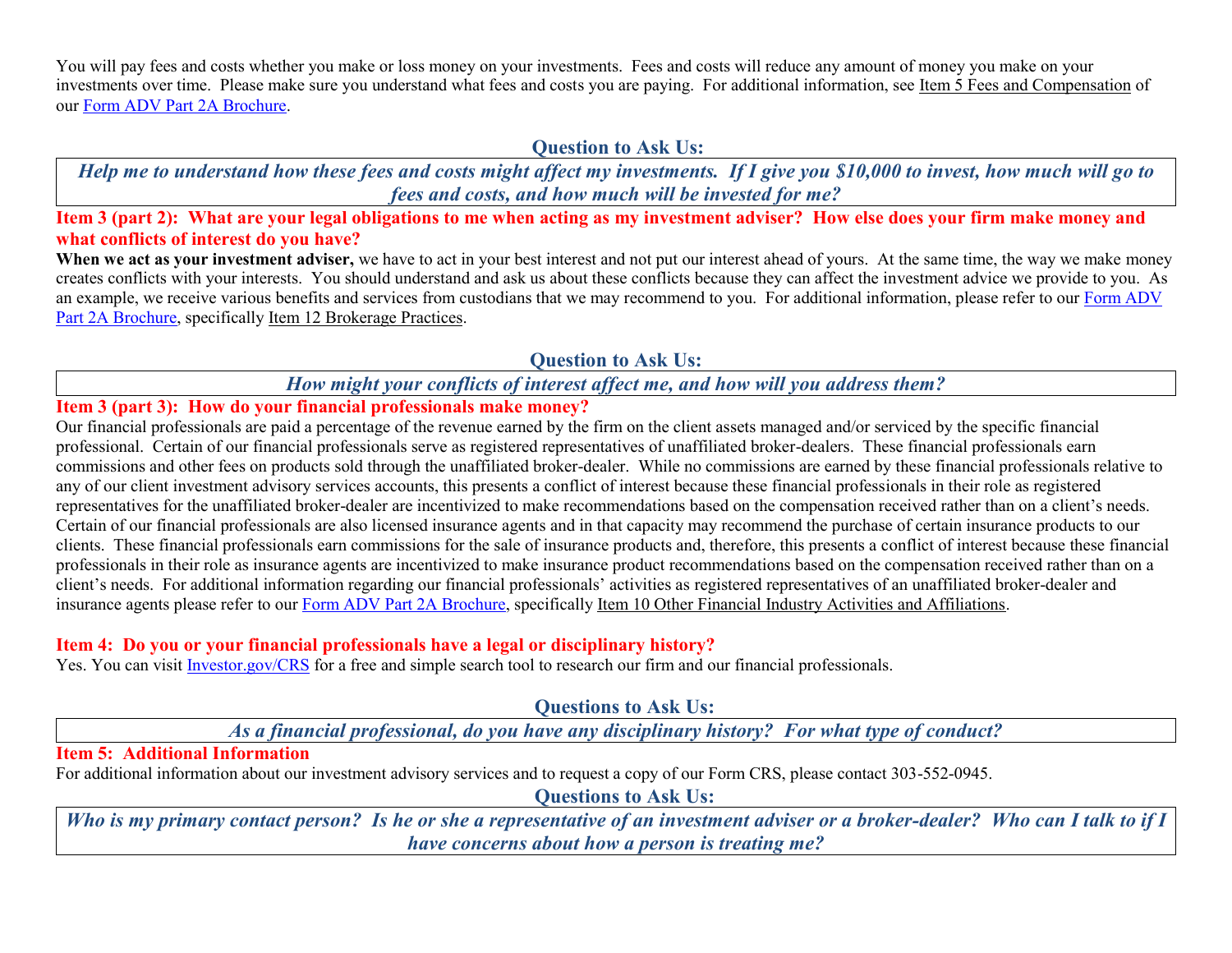You will pay fees and costs whether you make or loss money on your investments. Fees and costs will reduce any amount of money you make on your investments over time. Please make sure you understand what fees and costs you are paying. For additional information, see Item 5 Fees and Compensation of our [Form ADV Part 2A Brochure](#).

### Question to Ask Us:

***Help me to understand how these fees and costs might affect my investments. If I give you $10,000 to invest, how much will go to fees and costs, and how much will be invested for me?***

## Item 3 (part 2): What are your legal obligations to me when acting as my investment adviser? How else does your firm make money and what conflicts of interest do you have?

**When we act as your investment adviser,** we have to act in your best interest and not put our interest ahead of yours. At the same time, the way we make money creates conflicts with your interests. You should understand and ask us about these conflicts because they can affect the investment advice we provide to you. As an example, we receive various benefits and services from custodians that we may recommend to you. For additional information, please refer to our [Form ADV Part 2A Brochure](#), specifically Item 12 Brokerage Practices.

### Question to Ask Us:

***How might your conflicts of interest affect me, and how will you address them?***

## Item 3 (part 3): How do your financial professionals make money?

Our financial professionals are paid a percentage of the revenue earned by the firm on the client assets managed and/or serviced by the specific financial professional. Certain of our financial professionals serve as registered representatives of unaffiliated broker-dealers. These financial professionals earn commissions and other fees on products sold through the unaffiliated broker-dealer. While no commissions are earned by these financial professionals relative to any of our client investment advisory services accounts, this presents a conflict of interest because these financial professionals in their role as registered representatives for the unaffiliated broker-dealer are incentivized to make recommendations based on the compensation received rather than on a client's needs. Certain of our financial professionals are also licensed insurance agents and in that capacity may recommend the purchase of certain insurance products to our clients. These financial professionals earn commissions for the sale of insurance products and, therefore, this presents a conflict of interest because these financial professionals in their role as insurance agents are incentivized to make insurance product recommendations based on the compensation received rather than on a client's needs. For additional information regarding our financial professionals' activities as registered representatives of an unaffiliated broker-dealer and insurance agents please refer to our [Form ADV Part 2A Brochure](#), specifically Item 10 Other Financial Industry Activities and Affiliations.

## Item 4: Do you or your financial professionals have a legal or disciplinary history?

Yes. You can visit [Investor.gov/CRS](#) for a free and simple search tool to research our firm and our financial professionals.

### Questions to Ask Us:

***As a financial professional, do you have any disciplinary history? For what type of conduct?***

## Item 5: Additional Information

For additional information about our investment advisory services and to request a copy of our Form CRS, please contact 303-552-0945.

### Questions to Ask Us:

***Who is my primary contact person? Is he or she a representative of an investment adviser or a broker-dealer? Who can I talk to if I have concerns about how a person is treating me?***